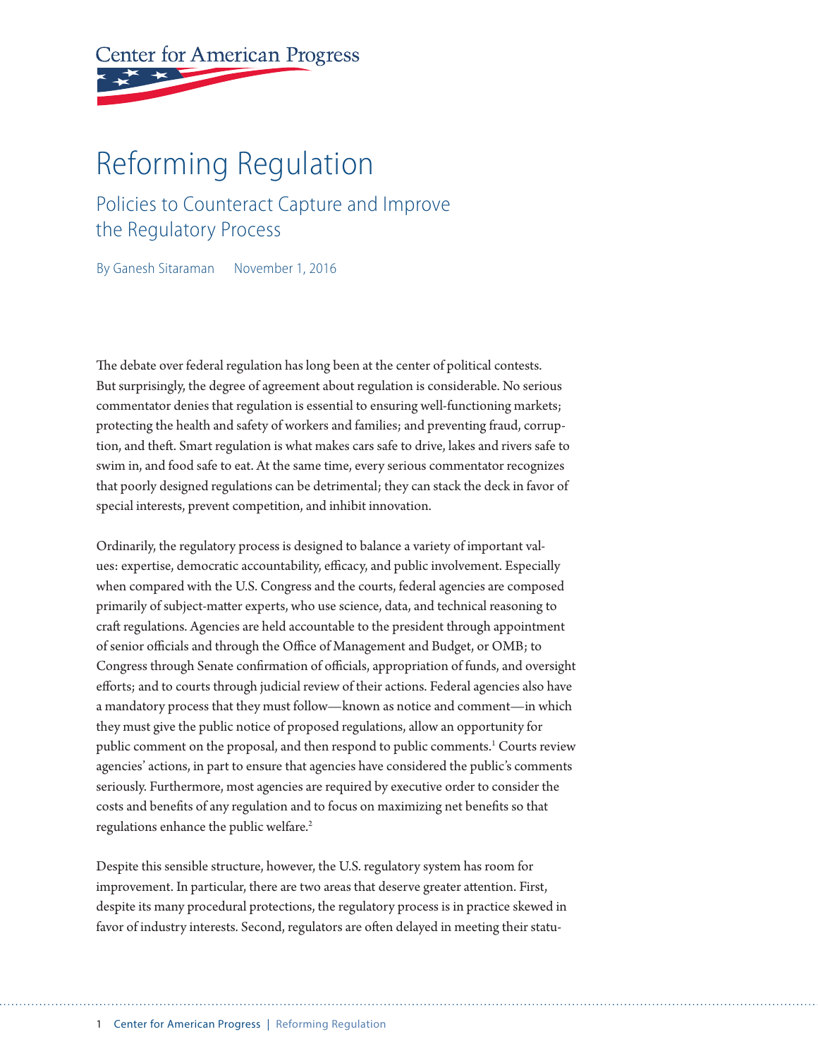Center for American Progress

# Reforming Regulation

## Policies to Counteract Capture and Improve the Regulatory Process

By Ganesh Sitaraman November 1, 2016

The debate over federal regulation has long been at the center of political contests. But surprisingly, the degree of agreement about regulation is considerable. No serious commentator denies that regulation is essential to ensuring well-functioning markets; protecting the health and safety of workers and families; and preventing fraud, corruption, and theft. Smart regulation is what makes cars safe to drive, lakes and rivers safe to swim in, and food safe to eat. At the same time, every serious commentator recognizes that poorly designed regulations can be detrimental; they can stack the deck in favor of special interests, prevent competition, and inhibit innovation.

Ordinarily, the regulatory process is designed to balance a variety of important values: expertise, democratic accountability, efficacy, and public involvement. Especially when compared with the U.S. Congress and the courts, federal agencies are composed primarily of subject-matter experts, who use science, data, and technical reasoning to craft regulations. Agencies are held accountable to the president through appointment of senior officials and through the Office of Management and Budget, or OMB; to Congress through Senate confirmation of officials, appropriation of funds, and oversight efforts; and to courts through judicial review of their actions. Federal agencies also have a mandatory process that they must follow—known as notice and comment—in which they must give the public notice of proposed regulations, allow an opportunity for public comment on the proposal, and then respond to public comments.[1] Courts review agencies' actions, in part to ensure that agencies have considered the public's comments seriously. Furthermore, most agencies are required by executive order to consider the costs and benefits of any regulation and to focus on maximizing net benefits so that regulations enhance the public welfare.[2]

Despite this sensible structure, however, the U.S. regulatory system has room for improvement. In particular, there are two areas that deserve greater attention. First, despite its many procedural protections, the regulatory process is in practice skewed in favor of industry interests. Second, regulators are often delayed in meeting their statu-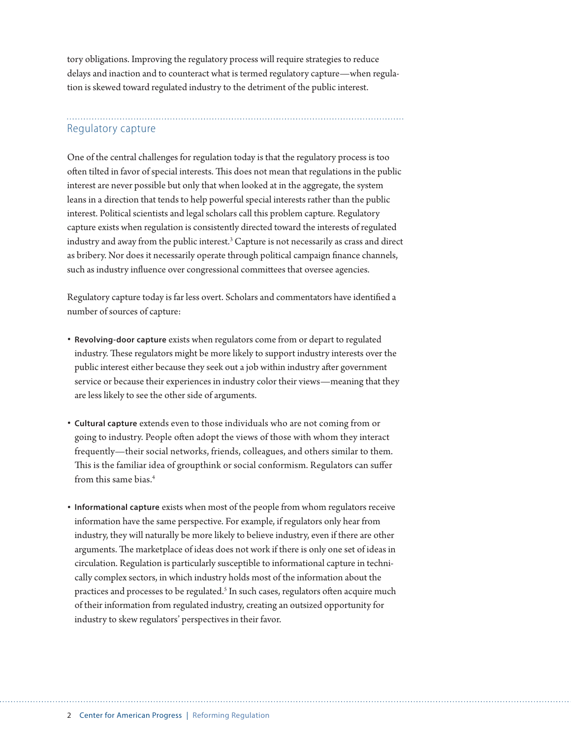tory obligations. Improving the regulatory process will require strategies to reduce delays and inaction and to counteract what is termed regulatory capture—when regulation is skewed toward regulated industry to the detriment of the public interest.

## Regulatory capture

One of the central challenges for regulation today is that the regulatory process is too often tilted in favor of special interests. This does not mean that regulations in the public interest are never possible but only that when looked at in the aggregate, the system leans in a direction that tends to help powerful special interests rather than the public interest. Political scientists and legal scholars call this problem capture. Regulatory capture exists when regulation is consistently directed toward the interests of regulated industry and away from the public interest.[3] Capture is not necessarily as crass and direct as bribery. Nor does it necessarily operate through political campaign finance channels, such as industry influence over congressional committees that oversee agencies.

Regulatory capture today is far less overt. Scholars and commentators have identified a number of sources of capture:

- **Revolving-door capture** exists when regulators come from or depart to regulated industry. These regulators might be more likely to support industry interests over the public interest either because they seek out a job within industry after government service or because their experiences in industry color their views—meaning that they are less likely to see the other side of arguments.
- **Cultural capture** extends even to those individuals who are not coming from or going to industry. People often adopt the views of those with whom they interact frequently—their social networks, friends, colleagues, and others similar to them. This is the familiar idea of groupthink or social conformism. Regulators can suffer from this same bias.[4]
- **Informational capture** exists when most of the people from whom regulators receive information have the same perspective. For example, if regulators only hear from industry, they will naturally be more likely to believe industry, even if there are other arguments. The marketplace of ideas does not work if there is only one set of ideas in circulation. Regulation is particularly susceptible to informational capture in technically complex sectors, in which industry holds most of the information about the practices and processes to be regulated.[5] In such cases, regulators often acquire much of their information from regulated industry, creating an outsized opportunity for industry to skew regulators' perspectives in their favor.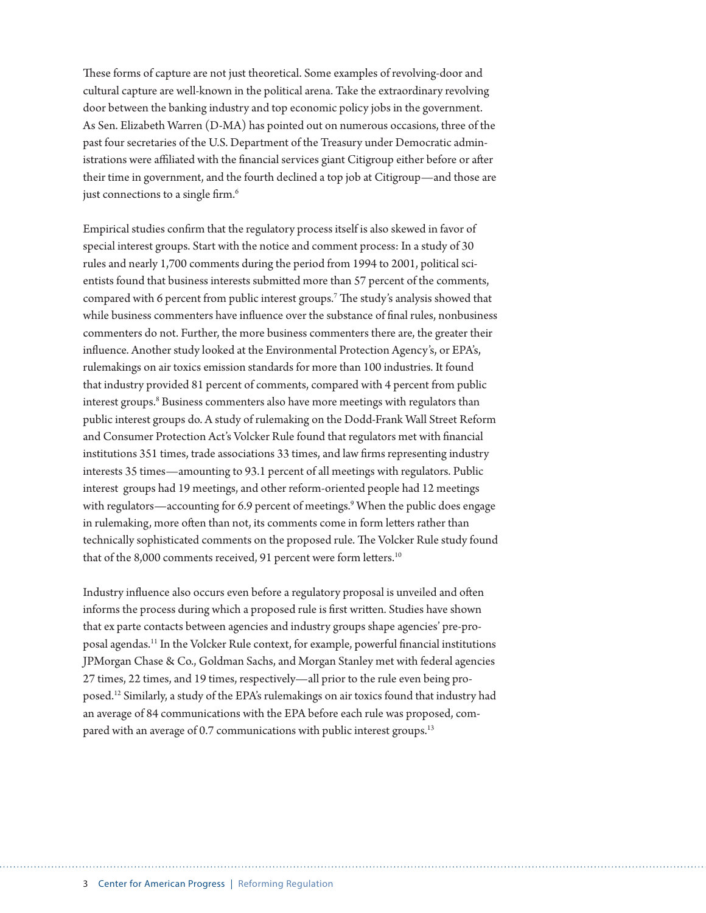These forms of capture are not just theoretical. Some examples of revolving-door and cultural capture are well-known in the political arena. Take the extraordinary revolving door between the banking industry and top economic policy jobs in the government. As Sen. Elizabeth Warren (D-MA) has pointed out on numerous occasions, three of the past four secretaries of the U.S. Department of the Treasury under Democratic administrations were affiliated with the financial services giant Citigroup either before or after their time in government, and the fourth declined a top job at Citigroup—and those are just connections to a single firm.[6]

Empirical studies confirm that the regulatory process itself is also skewed in favor of special interest groups. Start with the notice and comment process: In a study of 30 rules and nearly 1,700 comments during the period from 1994 to 2001, political scientists found that business interests submitted more than 57 percent of the comments, compared with 6 percent from public interest groups.[7] The study's analysis showed that while business commenters have influence over the substance of final rules, nonbusiness commenters do not. Further, the more business commenters there are, the greater their influence. Another study looked at the Environmental Protection Agency's, or EPA's, rulemakings on air toxics emission standards for more than 100 industries. It found that industry provided 81 percent of comments, compared with 4 percent from public interest groups.[8] Business commenters also have more meetings with regulators than public interest groups do. A study of rulemaking on the Dodd-Frank Wall Street Reform and Consumer Protection Act's Volcker Rule found that regulators met with financial institutions 351 times, trade associations 33 times, and law firms representing industry interests 35 times—amounting to 93.1 percent of all meetings with regulators. Public interest groups had 19 meetings, and other reform-oriented people had 12 meetings with regulators—accounting for 6.9 percent of meetings.[9] When the public does engage in rulemaking, more often than not, its comments come in form letters rather than technically sophisticated comments on the proposed rule. The Volcker Rule study found that of the 8,000 comments received, 91 percent were form letters.[10]

Industry influence also occurs even before a regulatory proposal is unveiled and often informs the process during which a proposed rule is first written. Studies have shown that ex parte contacts between agencies and industry groups shape agencies' pre-proposal agendas.[11] In the Volcker Rule context, for example, powerful financial institutions JPMorgan Chase & Co., Goldman Sachs, and Morgan Stanley met with federal agencies 27 times, 22 times, and 19 times, respectively—all prior to the rule even being proposed.[12] Similarly, a study of the EPA's rulemakings on air toxics found that industry had an average of 84 communications with the EPA before each rule was proposed, compared with an average of 0.7 communications with public interest groups.[13]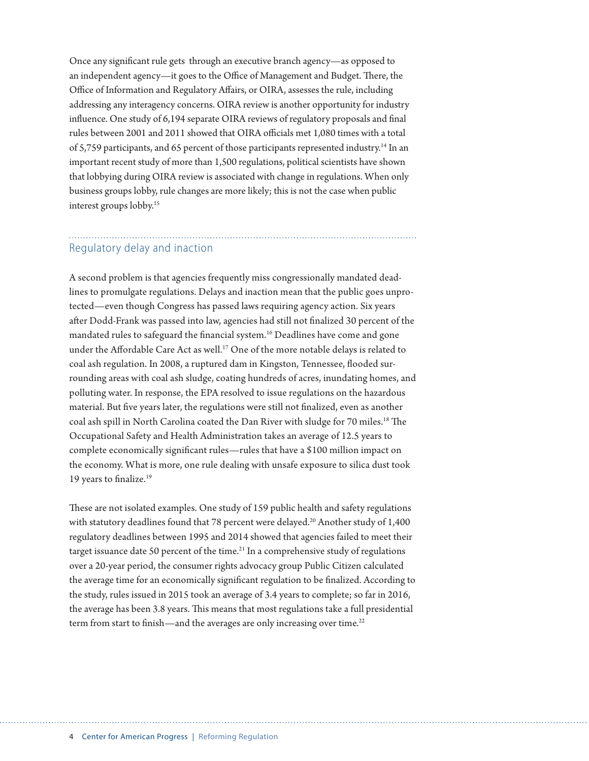Once any significant rule gets through an executive branch agency—as opposed to an independent agency—it goes to the Office of Management and Budget. There, the Office of Information and Regulatory Affairs, or OIRA, assesses the rule, including addressing any interagency concerns. OIRA review is another opportunity for industry influence. One study of 6,194 separate OIRA reviews of regulatory proposals and final rules between 2001 and 2011 showed that OIRA officials met 1,080 times with a total of 5,759 participants, and 65 percent of those participants represented industry.[14] In an important recent study of more than 1,500 regulations, political scientists have shown that lobbying during OIRA review is associated with change in regulations. When only business groups lobby, rule changes are more likely; this is not the case when public interest groups lobby.[15]

## Regulatory delay and inaction

A second problem is that agencies frequently miss congressionally mandated deadlines to promulgate regulations. Delays and inaction mean that the public goes unprotected—even though Congress has passed laws requiring agency action. Six years after Dodd-Frank was passed into law, agencies had still not finalized 30 percent of the mandated rules to safeguard the financial system.[16] Deadlines have come and gone under the Affordable Care Act as well.[17] One of the more notable delays is related to coal ash regulation. In 2008, a ruptured dam in Kingston, Tennessee, flooded surrounding areas with coal ash sludge, coating hundreds of acres, inundating homes, and polluting water. In response, the EPA resolved to issue regulations on the hazardous material. But five years later, the regulations were still not finalized, even as another coal ash spill in North Carolina coated the Dan River with sludge for 70 miles.[18] The Occupational Safety and Health Administration takes an average of 12.5 years to complete economically significant rules—rules that have a $100 million impact on the economy. What is more, one rule dealing with unsafe exposure to silica dust took 19 years to finalize.[19]

These are not isolated examples. One study of 159 public health and safety regulations with statutory deadlines found that 78 percent were delayed.[20] Another study of 1,400 regulatory deadlines between 1995 and 2014 showed that agencies failed to meet their target issuance date 50 percent of the time.[21] In a comprehensive study of regulations over a 20-year period, the consumer rights advocacy group Public Citizen calculated the average time for an economically significant regulation to be finalized. According to the study, rules issued in 2015 took an average of 3.4 years to complete; so far in 2016, the average has been 3.8 years. This means that most regulations take a full presidential term from start to finish—and the averages are only increasing over time.[22]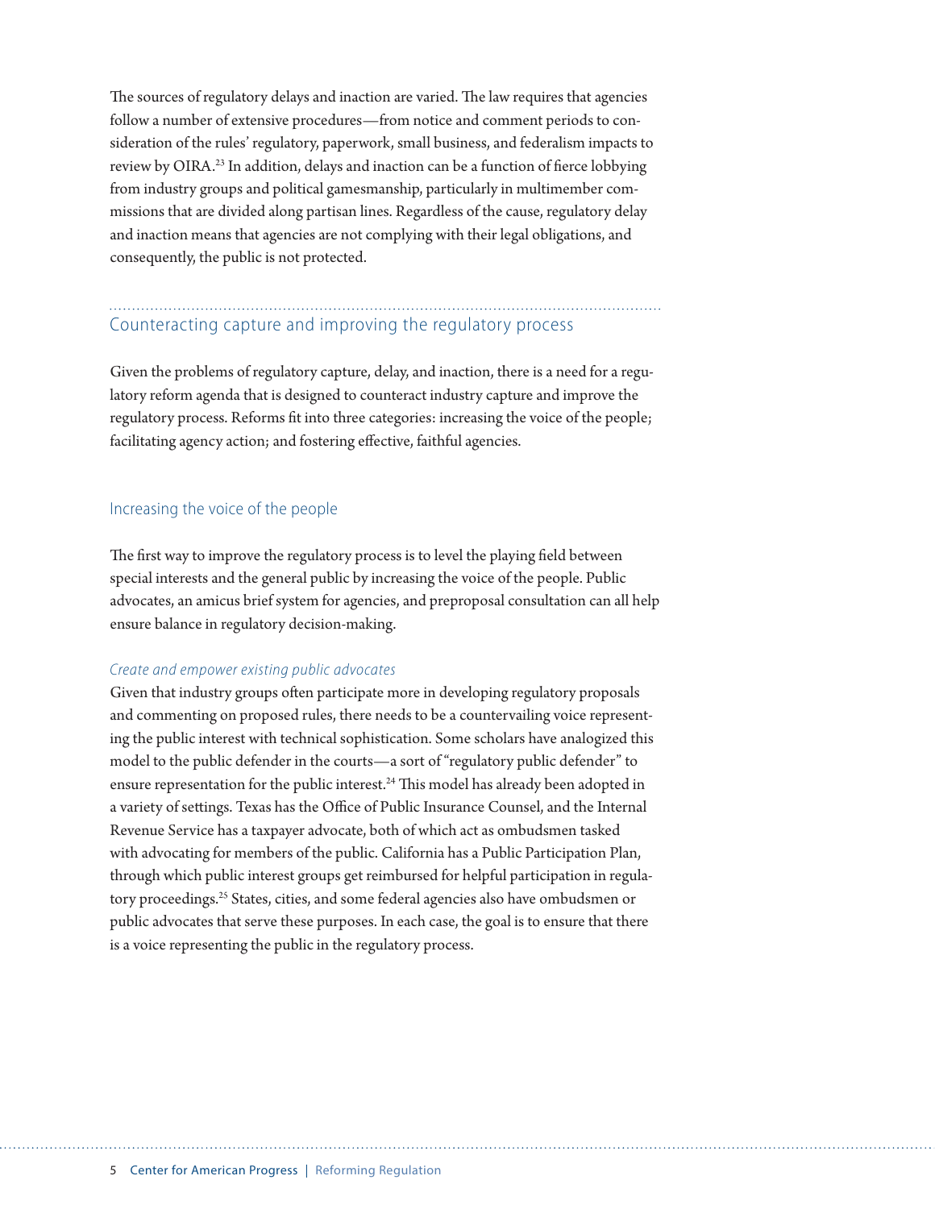The sources of regulatory delays and inaction are varied. The law requires that agencies follow a number of extensive procedures—from notice and comment periods to consideration of the rules' regulatory, paperwork, small business, and federalism impacts to review by OIRA.[23] In addition, delays and inaction can be a function of fierce lobbying from industry groups and political gamesmanship, particularly in multimember commissions that are divided along partisan lines. Regardless of the cause, regulatory delay and inaction means that agencies are not complying with their legal obligations, and consequently, the public is not protected.

## Counteracting capture and improving the regulatory process

Given the problems of regulatory capture, delay, and inaction, there is a need for a regulatory reform agenda that is designed to counteract industry capture and improve the regulatory process. Reforms fit into three categories: increasing the voice of the people; facilitating agency action; and fostering effective, faithful agencies.

### Increasing the voice of the people

The first way to improve the regulatory process is to level the playing field between special interests and the general public by increasing the voice of the people. Public advocates, an amicus brief system for agencies, and preproposal consultation can all help ensure balance in regulatory decision-making.

#### *Create and empower existing public advocates*

Given that industry groups often participate more in developing regulatory proposals and commenting on proposed rules, there needs to be a countervailing voice representing the public interest with technical sophistication. Some scholars have analogized this model to the public defender in the courts—a sort of "regulatory public defender" to ensure representation for the public interest.[24] This model has already been adopted in a variety of settings. Texas has the Office of Public Insurance Counsel, and the Internal Revenue Service has a taxpayer advocate, both of which act as ombudsmen tasked with advocating for members of the public. California has a Public Participation Plan, through which public interest groups get reimbursed for helpful participation in regulatory proceedings.[25] States, cities, and some federal agencies also have ombudsmen or public advocates that serve these purposes. In each case, the goal is to ensure that there is a voice representing the public in the regulatory process.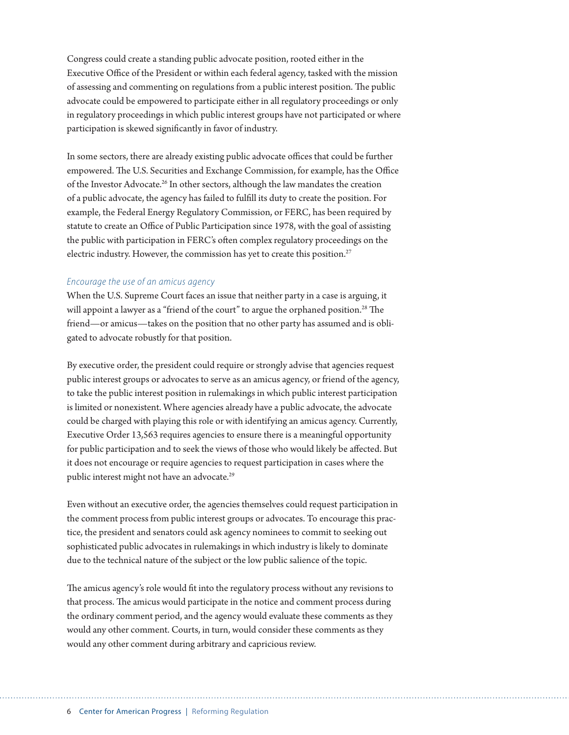Congress could create a standing public advocate position, rooted either in the Executive Office of the President or within each federal agency, tasked with the mission of assessing and commenting on regulations from a public interest position. The public advocate could be empowered to participate either in all regulatory proceedings or only in regulatory proceedings in which public interest groups have not participated or where participation is skewed significantly in favor of industry.

In some sectors, there are already existing public advocate offices that could be further empowered. The U.S. Securities and Exchange Commission, for example, has the Office of the Investor Advocate.[26] In other sectors, although the law mandates the creation of a public advocate, the agency has failed to fulfill its duty to create the position. For example, the Federal Energy Regulatory Commission, or FERC, has been required by statute to create an Office of Public Participation since 1978, with the goal of assisting the public with participation in FERC's often complex regulatory proceedings on the electric industry. However, the commission has yet to create this position.[27]

*Encourage the use of an amicus agency*

When the U.S. Supreme Court faces an issue that neither party in a case is arguing, it will appoint a lawyer as a "friend of the court" to argue the orphaned position.[28] The friend—or amicus—takes on the position that no other party has assumed and is obligated to advocate robustly for that position.

By executive order, the president could require or strongly advise that agencies request public interest groups or advocates to serve as an amicus agency, or friend of the agency, to take the public interest position in rulemakings in which public interest participation is limited or nonexistent. Where agencies already have a public advocate, the advocate could be charged with playing this role or with identifying an amicus agency. Currently, Executive Order 13,563 requires agencies to ensure there is a meaningful opportunity for public participation and to seek the views of those who would likely be affected. But it does not encourage or require agencies to request participation in cases where the public interest might not have an advocate.[29]

Even without an executive order, the agencies themselves could request participation in the comment process from public interest groups or advocates. To encourage this practice, the president and senators could ask agency nominees to commit to seeking out sophisticated public advocates in rulemakings in which industry is likely to dominate due to the technical nature of the subject or the low public salience of the topic.

The amicus agency's role would fit into the regulatory process without any revisions to that process. The amicus would participate in the notice and comment process during the ordinary comment period, and the agency would evaluate these comments as they would any other comment. Courts, in turn, would consider these comments as they would any other comment during arbitrary and capricious review.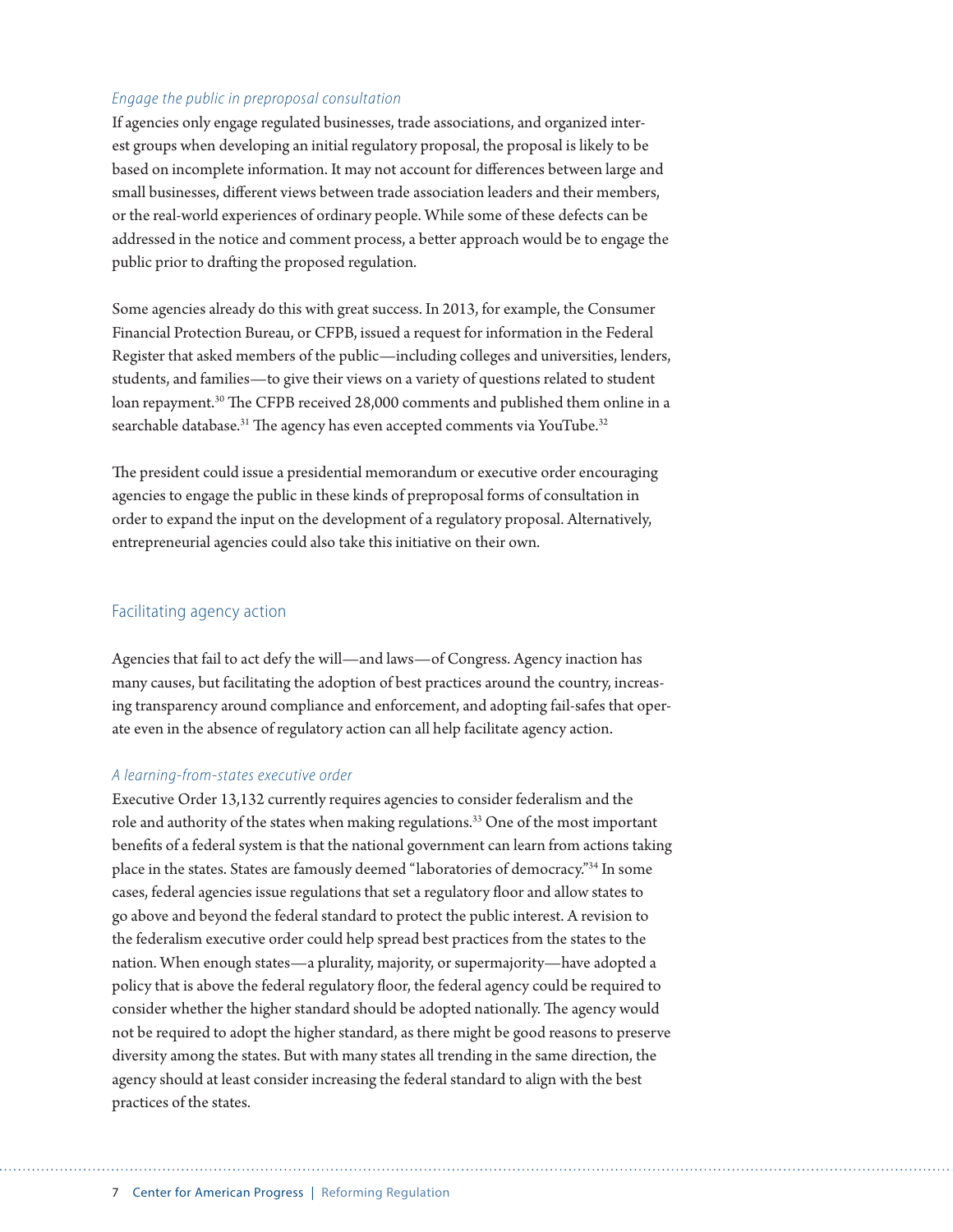*Engage the public in preproposal consultation*

If agencies only engage regulated businesses, trade associations, and organized interest groups when developing an initial regulatory proposal, the proposal is likely to be based on incomplete information. It may not account for differences between large and small businesses, different views between trade association leaders and their members, or the real-world experiences of ordinary people. While some of these defects can be addressed in the notice and comment process, a better approach would be to engage the public prior to drafting the proposed regulation.

Some agencies already do this with great success. In 2013, for example, the Consumer Financial Protection Bureau, or CFPB, issued a request for information in the Federal Register that asked members of the public—including colleges and universities, lenders, students, and families—to give their views on a variety of questions related to student loan repayment.[30] The CFPB received 28,000 comments and published them online in a searchable database.[31] The agency has even accepted comments via YouTube.[32]

The president could issue a presidential memorandum or executive order encouraging agencies to engage the public in these kinds of preproposal forms of consultation in order to expand the input on the development of a regulatory proposal. Alternatively, entrepreneurial agencies could also take this initiative on their own.

## Facilitating agency action

Agencies that fail to act defy the will—and laws—of Congress. Agency inaction has many causes, but facilitating the adoption of best practices around the country, increasing transparency around compliance and enforcement, and adopting fail-safes that operate even in the absence of regulatory action can all help facilitate agency action.

*A learning-from-states executive order*

Executive Order 13,132 currently requires agencies to consider federalism and the role and authority of the states when making regulations.[33] One of the most important benefits of a federal system is that the national government can learn from actions taking place in the states. States are famously deemed "laboratories of democracy."[34] In some cases, federal agencies issue regulations that set a regulatory floor and allow states to go above and beyond the federal standard to protect the public interest. A revision to the federalism executive order could help spread best practices from the states to the nation. When enough states—a plurality, majority, or supermajority—have adopted a policy that is above the federal regulatory floor, the federal agency could be required to consider whether the higher standard should be adopted nationally. The agency would not be required to adopt the higher standard, as there might be good reasons to preserve diversity among the states. But with many states all trending in the same direction, the agency should at least consider increasing the federal standard to align with the best practices of the states.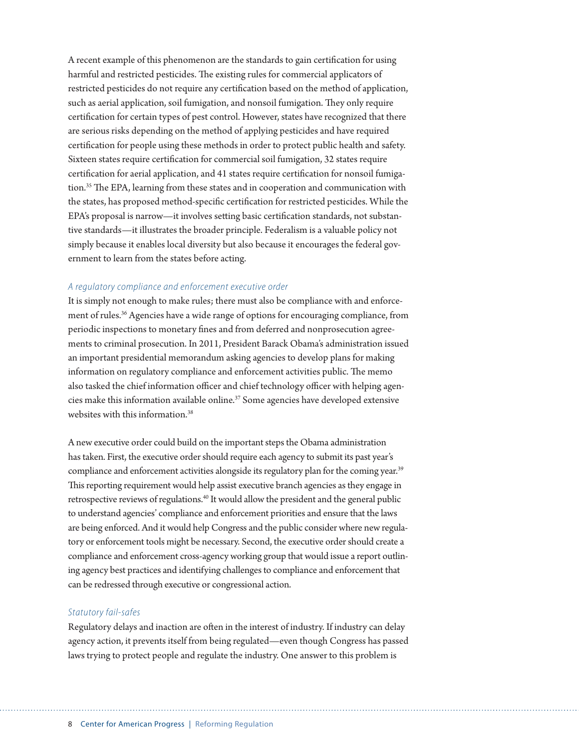A recent example of this phenomenon are the standards to gain certification for using harmful and restricted pesticides. The existing rules for commercial applicators of restricted pesticides do not require any certification based on the method of application, such as aerial application, soil fumigation, and nonsoil fumigation. They only require certification for certain types of pest control. However, states have recognized that there are serious risks depending on the method of applying pesticides and have required certification for people using these methods in order to protect public health and safety. Sixteen states require certification for commercial soil fumigation, 32 states require certification for aerial application, and 41 states require certification for nonsoil fumigation.[35] The EPA, learning from these states and in cooperation and communication with the states, has proposed method-specific certification for restricted pesticides. While the EPA's proposal is narrow—it involves setting basic certification standards, not substantive standards—it illustrates the broader principle. Federalism is a valuable policy not simply because it enables local diversity but also because it encourages the federal government to learn from the states before acting.

### *A regulatory compliance and enforcement executive order*

It is simply not enough to make rules; there must also be compliance with and enforcement of rules.[36] Agencies have a wide range of options for encouraging compliance, from periodic inspections to monetary fines and from deferred and nonprosecution agreements to criminal prosecution. In 2011, President Barack Obama's administration issued an important presidential memorandum asking agencies to develop plans for making information on regulatory compliance and enforcement activities public. The memo also tasked the chief information officer and chief technology officer with helping agencies make this information available online.[37] Some agencies have developed extensive websites with this information.[38]

A new executive order could build on the important steps the Obama administration has taken. First, the executive order should require each agency to submit its past year's compliance and enforcement activities alongside its regulatory plan for the coming year.[39] This reporting requirement would help assist executive branch agencies as they engage in retrospective reviews of regulations.[40] It would allow the president and the general public to understand agencies' compliance and enforcement priorities and ensure that the laws are being enforced. And it would help Congress and the public consider where new regulatory or enforcement tools might be necessary. Second, the executive order should create a compliance and enforcement cross-agency working group that would issue a report outlining agency best practices and identifying challenges to compliance and enforcement that can be redressed through executive or congressional action.

### *Statutory fail-safes*

Regulatory delays and inaction are often in the interest of industry. If industry can delay agency action, it prevents itself from being regulated—even though Congress has passed laws trying to protect people and regulate the industry. One answer to this problem is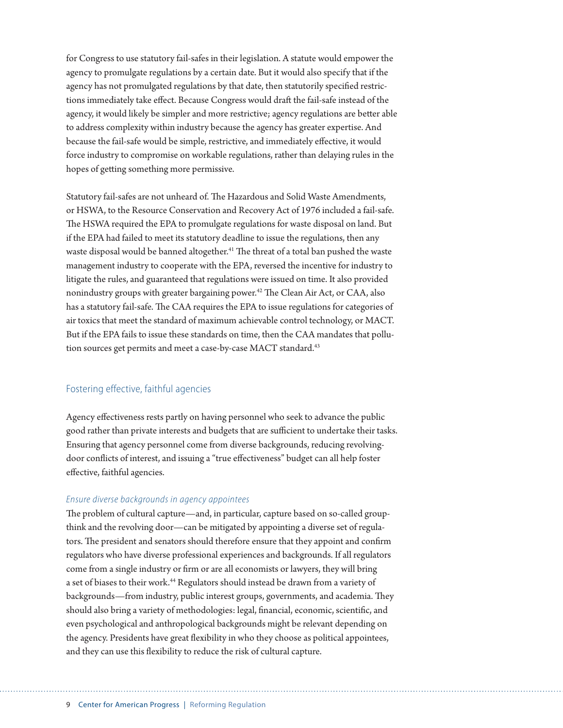for Congress to use statutory fail-safes in their legislation. A statute would empower the agency to promulgate regulations by a certain date. But it would also specify that if the agency has not promulgated regulations by that date, then statutorily specified restrictions immediately take effect. Because Congress would draft the fail-safe instead of the agency, it would likely be simpler and more restrictive; agency regulations are better able to address complexity within industry because the agency has greater expertise. And because the fail-safe would be simple, restrictive, and immediately effective, it would force industry to compromise on workable regulations, rather than delaying rules in the hopes of getting something more permissive.

Statutory fail-safes are not unheard of. The Hazardous and Solid Waste Amendments, or HSWA, to the Resource Conservation and Recovery Act of 1976 included a fail-safe. The HSWA required the EPA to promulgate regulations for waste disposal on land. But if the EPA had failed to meet its statutory deadline to issue the regulations, then any waste disposal would be banned altogether.[41] The threat of a total ban pushed the waste management industry to cooperate with the EPA, reversed the incentive for industry to litigate the rules, and guaranteed that regulations were issued on time. It also provided nonindustry groups with greater bargaining power.[42] The Clean Air Act, or CAA, also has a statutory fail-safe. The CAA requires the EPA to issue regulations for categories of air toxics that meet the standard of maximum achievable control technology, or MACT. But if the EPA fails to issue these standards on time, then the CAA mandates that pollution sources get permits and meet a case-by-case MACT standard.[43]

## Fostering effective, faithful agencies

Agency effectiveness rests partly on having personnel who seek to advance the public good rather than private interests and budgets that are sufficient to undertake their tasks. Ensuring that agency personnel come from diverse backgrounds, reducing revolving-door conflicts of interest, and issuing a "true effectiveness" budget can all help foster effective, faithful agencies.

### *Ensure diverse backgrounds in agency appointees*

The problem of cultural capture—and, in particular, capture based on so-called groupthink and the revolving door—can be mitigated by appointing a diverse set of regulators. The president and senators should therefore ensure that they appoint and confirm regulators who have diverse professional experiences and backgrounds. If all regulators come from a single industry or firm or are all economists or lawyers, they will bring a set of biases to their work.[44] Regulators should instead be drawn from a variety of backgrounds—from industry, public interest groups, governments, and academia. They should also bring a variety of methodologies: legal, financial, economic, scientific, and even psychological and anthropological backgrounds might be relevant depending on the agency. Presidents have great flexibility in who they choose as political appointees, and they can use this flexibility to reduce the risk of cultural capture.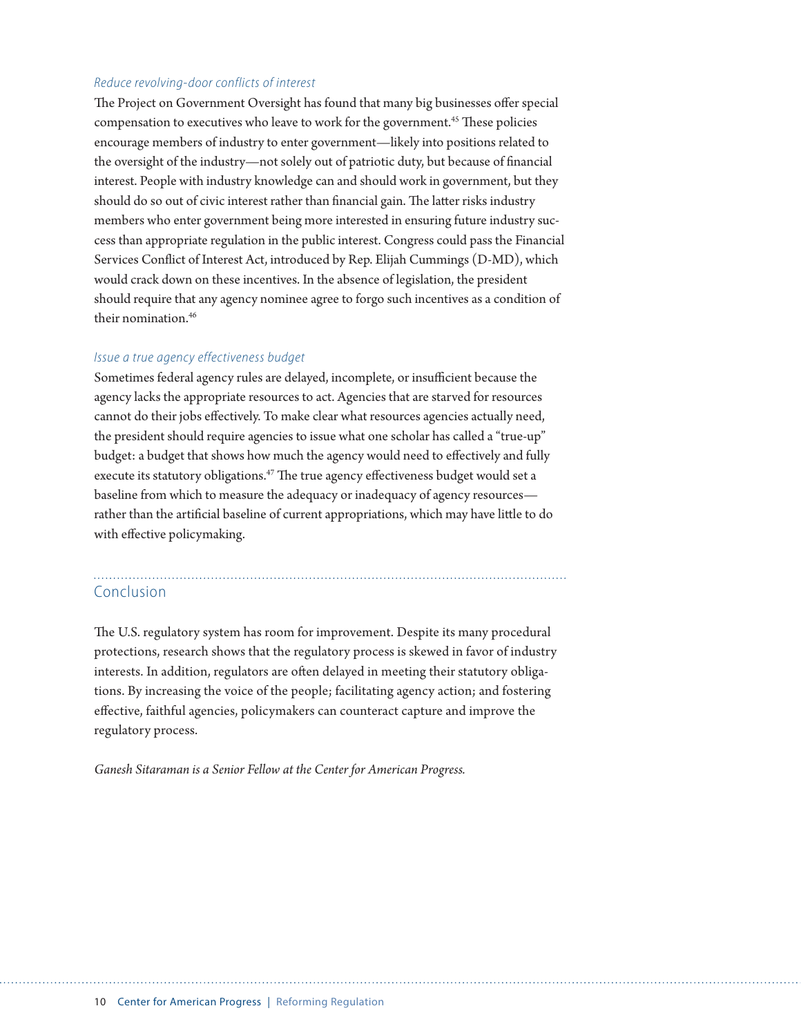### *Reduce revolving-door conflicts of interest*

The Project on Government Oversight has found that many big businesses offer special compensation to executives who leave to work for the government.[45] These policies encourage members of industry to enter government—likely into positions related to the oversight of the industry—not solely out of patriotic duty, but because of financial interest. People with industry knowledge can and should work in government, but they should do so out of civic interest rather than financial gain. The latter risks industry members who enter government being more interested in ensuring future industry success than appropriate regulation in the public interest. Congress could pass the Financial Services Conflict of Interest Act, introduced by Rep. Elijah Cummings (D-MD), which would crack down on these incentives. In the absence of legislation, the president should require that any agency nominee agree to forgo such incentives as a condition of their nomination.[46]

### *Issue a true agency effectiveness budget*

Sometimes federal agency rules are delayed, incomplete, or insufficient because the agency lacks the appropriate resources to act. Agencies that are starved for resources cannot do their jobs effectively. To make clear what resources agencies actually need, the president should require agencies to issue what one scholar has called a "true-up" budget: a budget that shows how much the agency would need to effectively and fully execute its statutory obligations.[47] The true agency effectiveness budget would set a baseline from which to measure the adequacy or inadequacy of agency resources—rather than the artificial baseline of current appropriations, which may have little to do with effective policymaking.

## Conclusion

The U.S. regulatory system has room for improvement. Despite its many procedural protections, research shows that the regulatory process is skewed in favor of industry interests. In addition, regulators are often delayed in meeting their statutory obligations. By increasing the voice of the people; facilitating agency action; and fostering effective, faithful agencies, policymakers can counteract capture and improve the regulatory process.

*Ganesh Sitaraman is a Senior Fellow at the Center for American Progress.*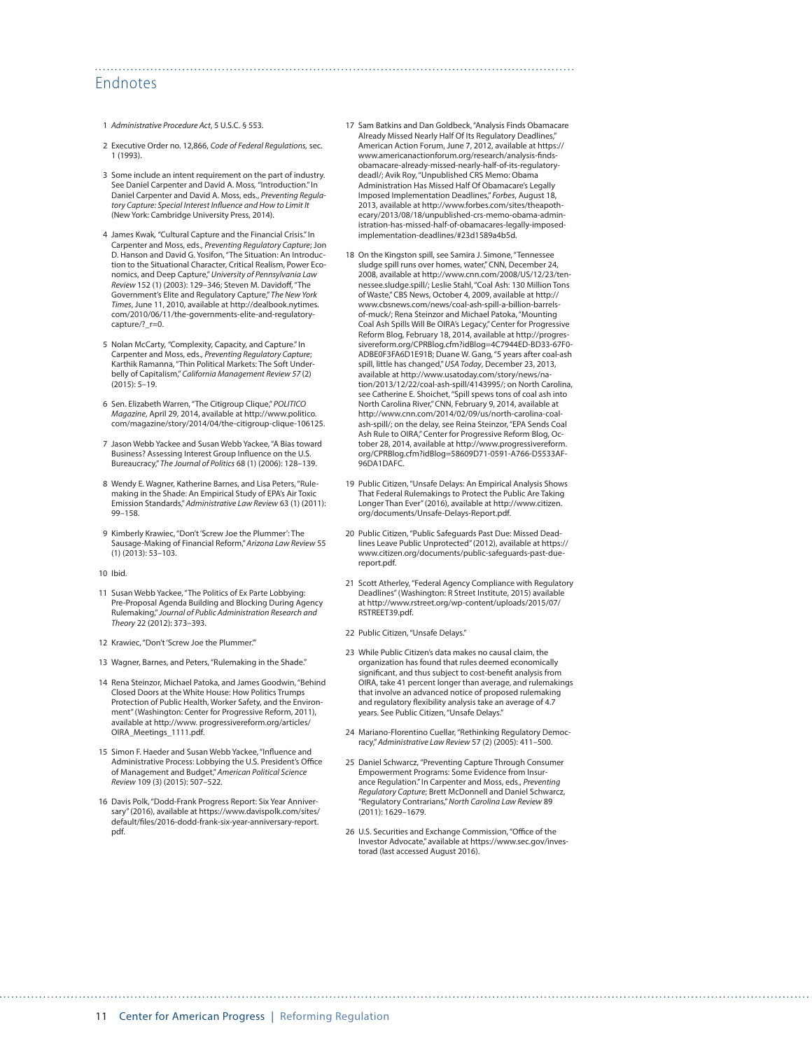## Endnotes

1 *Administrative Procedure Act*, 5 U.S.C. § 553.

2 Executive Order no. 12,866, *Code of Federal Regulations,* sec. 1 (1993).

3 Some include an intent requirement on the part of industry. See Daniel Carpenter and David A. Moss, "Introduction." In Daniel Carpenter and David A. Moss, eds., *Preventing Regulatory Capture: Special Interest Influence and How to Limit It* (New York: Cambridge University Press, 2014).

4 James Kwak, "Cultural Capture and the Financial Crisis." In Carpenter and Moss, eds., *Preventing Regulatory Capture*; Jon D. Hanson and David G. Yosifon, "The Situation: An Introduction to the Situational Character, Critical Realism, Power Economics, and Deep Capture," *University of Pennsylvania Law Review* 152 (1) (2003): 129–346; Steven M. Davidoff, "The Government's Elite and Regulatory Capture," *The New York Times*, June 11, 2010, available at http://dealbook.nytimes.com/2010/06/11/the-governments-elite-and-regulatory-capture/?_r=0.

5 Nolan McCarty, "Complexity, Capacity, and Capture." In Carpenter and Moss, eds., *Preventing Regulatory Capture*; Karthik Ramanna, "Thin Political Markets: The Soft Underbelly of Capitalism," *California Management Review 57* (2) (2015): 5–19.

6 Sen. Elizabeth Warren, "The Citigroup Clique," *POLITICO Magazine*, April 29, 2014, available at http://www.politico.com/magazine/story/2014/04/the-citigroup-clique-106125.

7 Jason Webb Yackee and Susan Webb Yackee, "A Bias toward Business? Assessing Interest Group Influence on the U.S. Bureaucracy," *The Journal of Politics* 68 (1) (2006): 128–139.

8 Wendy E. Wagner, Katherine Barnes, and Lisa Peters, "Rulemaking in the Shade: An Empirical Study of EPA's Air Toxic Emission Standards," *Administrative Law Review* 63 (1) (2011): 99–158.

9 Kimberly Krawiec, "Don't 'Screw Joe the Plummer': The Sausage-Making of Financial Reform," *Arizona Law Review* 55 (1) (2013): 53–103.

10 Ibid.

11 Susan Webb Yackee, "The Politics of Ex Parte Lobbying: Pre-Proposal Agenda Building and Blocking During Agency Rulemaking," *Journal of Public Administration Research and Theory* 22 (2012): 373–393.

12 Krawiec, "Don't 'Screw Joe the Plummer.'"

13 Wagner, Barnes, and Peters, "Rulemaking in the Shade."

14 Rena Steinzor, Michael Patoka, and James Goodwin, "Behind Closed Doors at the White House: How Politics Trumps Protection of Public Health, Worker Safety, and the Environment" (Washington: Center for Progressive Reform, 2011), available at http://www. progressivereform.org/articles/OIRA_Meetings_1111.pdf.

15 Simon F. Haeder and Susan Webb Yackee, "Influence and Administrative Process: Lobbying the U.S. President's Office of Management and Budget," *American Political Science Review* 109 (3) (2015): 507–522.

16 Davis Polk, "Dodd-Frank Progress Report: Six Year Anniversary" (2016), available at https://www.davispolk.com/sites/default/files/2016-dodd-frank-six-year-anniversary-report.pdf.

17 Sam Batkins and Dan Goldbeck, "Analysis Finds Obamacare Already Missed Nearly Half Of Its Regulatory Deadlines," American Action Forum, June 7, 2012, available at https://www.americanactionforum.org/research/analysis-finds-obamacare-already-missed-nearly-half-of-its-regulatory-deadl/; Avik Roy, "Unpublished CRS Memo: Obama Administration Has Missed Half Of Obamacare's Legally Imposed Implementation Deadlines," *Forbes*, August 18, 2013, available at http://www.forbes.com/sites/theapothecary/2013/08/18/unpublished-crs-memo-obama-administration-has-missed-half-of-obamacares-legally-imposed-implementation-deadlines/#23d1589a4b5d.

18 On the Kingston spill, see Samira J. Simone, "Tennessee sludge spill runs over homes, water," CNN, December 24, 2008, available at http://www.cnn.com/2008/US/12/23/tennessee.sludge.spill/; Leslie Stahl, "Coal Ash: 130 Million Tons of Waste," CBS News, October 4, 2009, available at http://www.cbsnews.com/news/coal-ash-spill-a-billion-barrels-of-muck/; Rena Steinzor and Michael Patoka, "Mounting Coal Ash Spills Will Be OIRA's Legacy," Center for Progressive Reform Blog, February 18, 2014, available at http://progressivereform.org/CPRBlog.cfm?idBlog=4C7944ED-BD33-67F0-ADBE0F3FA6D1E91B; Duane W. Gang, "5 years after coal-ash spill, little has changed," *USA Today*, December 23, 2013, available at http://www.usatoday.com/story/news/nation/2013/12/22/coal-ash-spill/4143995/; on North Carolina, see Catherine E. Shoichet, "Spill spews tons of coal ash into North Carolina River," CNN, February 9, 2014, available at http://www.cnn.com/2014/02/09/us/north-carolina-coal-ash-spill/; on the delay, see Reina Steinzor, "EPA Sends Coal Ash Rule to OIRA," Center for Progressive Reform Blog, October 28, 2014, available at http://www.progressivereform.org/CPRBlog.cfm?idBlog=58609D71-0591-A766-D5533AF-96DA1DAFC.

19 Public Citizen, "Unsafe Delays: An Empirical Analysis Shows That Federal Rulemakings to Protect the Public Are Taking Longer Than Ever" (2016), available at http://www.citizen.org/documents/Unsafe-Delays-Report.pdf.

20 Public Citizen, "Public Safeguards Past Due: Missed Deadlines Leave Public Unprotected" (2012), available at https://www.citizen.org/documents/public-safeguards-past-due-report.pdf.

21 Scott Atherley, "Federal Agency Compliance with Regulatory Deadlines" (Washington: R Street Institute, 2015) available at http://www.rstreet.org/wp-content/uploads/2015/07/RSTREET39.pdf.

22 Public Citizen, "Unsafe Delays."

23 While Public Citizen's data makes no causal claim, the organization has found that rules deemed economically significant, and thus subject to cost-benefit analysis from OIRA, take 41 percent longer than average, and rulemakings that involve an advanced notice of proposed rulemaking and regulatory flexibility analysis take an average of 4.7 years. See Public Citizen, "Unsafe Delays."

24 Mariano-Florentino Cuellar, "Rethinking Regulatory Democracy," *Administrative Law Review* 57 (2) (2005): 411–500.

25 Daniel Schwarcz, "Preventing Capture Through Consumer Empowerment Programs: Some Evidence from Insurance Regulation." In Carpenter and Moss, eds., *Preventing Regulatory Capture*; Brett McDonnell and Daniel Schwarcz, "Regulatory Contrarians," *North Carolina Law Review* 89 (2011): 1629–1679.

26 U.S. Securities and Exchange Commission, "Office of the Investor Advocate," available at https://www.sec.gov/investorad (last accessed August 2016).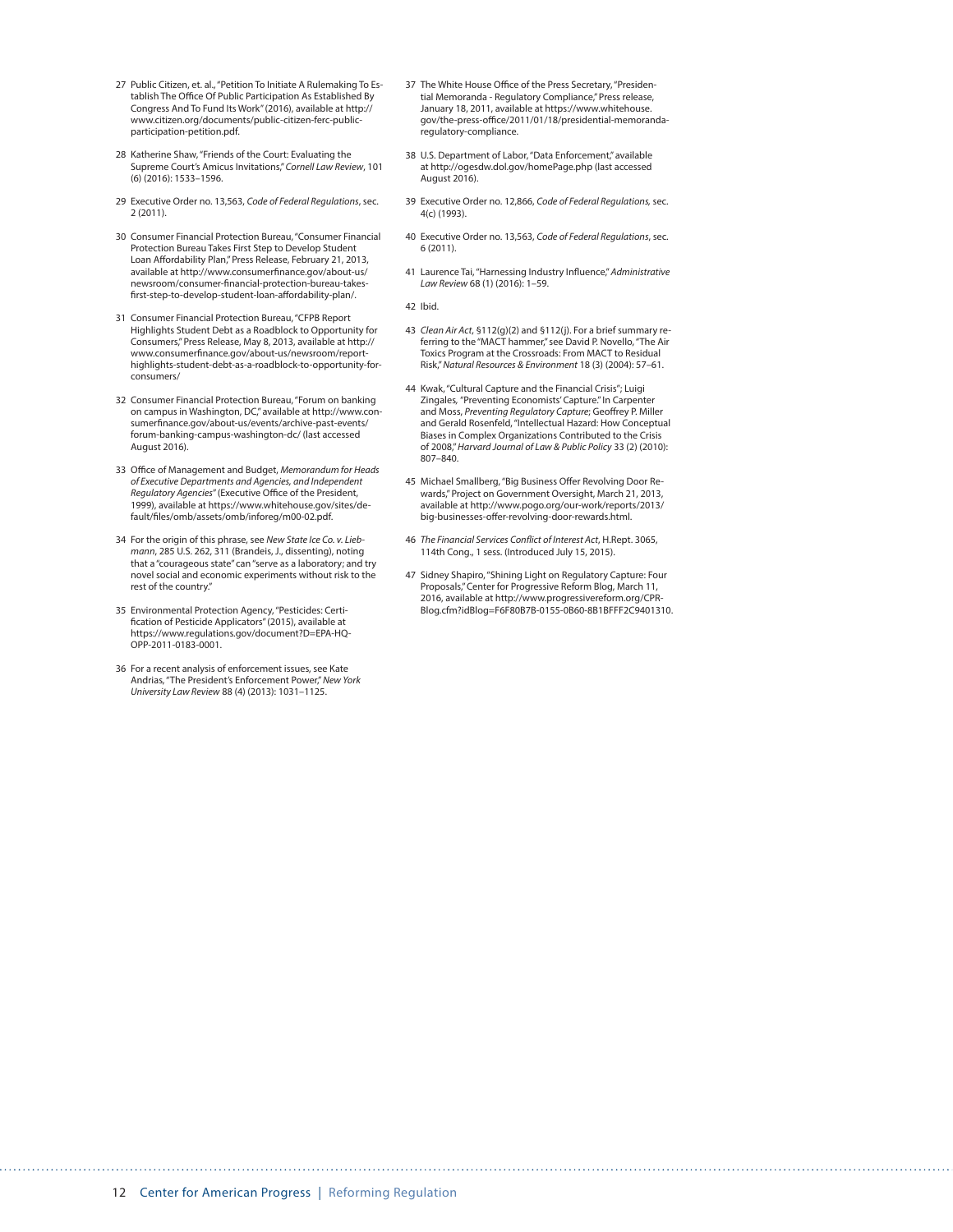27 Public Citizen, et. al., "Petition To Initiate A Rulemaking To Establish The Office Of Public Participation As Established By Congress And To Fund Its Work" (2016), available at http://www.citizen.org/documents/public-citizen-ferc-public-participation-petition.pdf.

28 Katherine Shaw, "Friends of the Court: Evaluating the Supreme Court's Amicus Invitations," *Cornell Law Review*, 101 (6) (2016): 1533–1596.

29 Executive Order no. 13,563, *Code of Federal Regulations*, sec. 2 (2011).

30 Consumer Financial Protection Bureau, "Consumer Financial Protection Bureau Takes First Step to Develop Student Loan Affordability Plan," Press Release, February 21, 2013, available at http://www.consumerfinance.gov/about-us/newsroom/consumer-financial-protection-bureau-takes-first-step-to-develop-student-loan-affordability-plan/.

31 Consumer Financial Protection Bureau, "CFPB Report Highlights Student Debt as a Roadblock to Opportunity for Consumers," Press Release, May 8, 2013, available at http://www.consumerfinance.gov/about-us/newsroom/report-highlights-student-debt-as-a-roadblock-to-opportunity-for-consumers/

32 Consumer Financial Protection Bureau, "Forum on banking on campus in Washington, DC," available at http://www.consumerfinance.gov/about-us/events/archive-past-events/forum-banking-campus-washington-dc/ (last accessed August 2016).

33 Office of Management and Budget, *Memorandum for Heads of Executive Departments and Agencies, and Independent Regulatory Agencies"* (Executive Office of the President, 1999), available at https://www.whitehouse.gov/sites/default/files/omb/assets/omb/inforeg/m00-02.pdf.

34 For the origin of this phrase, see *New State Ice Co. v. Liebmann*, 285 U.S. 262, 311 (Brandeis, J., dissenting), noting that a "courageous state" can "serve as a laboratory; and try novel social and economic experiments without risk to the rest of the country."

35 Environmental Protection Agency, "Pesticides: Certification of Pesticide Applicators" (2015), available at https://www.regulations.gov/document?D=EPA-HQ-OPP-2011-0183-0001.

36 For a recent analysis of enforcement issues, see Kate Andrias, "The President's Enforcement Power," *New York University Law Review* 88 (4) (2013): 1031–1125.

37 The White House Office of the Press Secretary, "Presidential Memoranda - Regulatory Compliance," Press release, January 18, 2011, available at https://www.whitehouse.gov/the-press-office/2011/01/18/presidential-memoranda-regulatory-compliance.

38 U.S. Department of Labor, "Data Enforcement," available at http://ogesdw.dol.gov/homePage.php (last accessed August 2016).

39 Executive Order no. 12,866, *Code of Federal Regulations,* sec. 4(c) (1993).

40 Executive Order no. 13,563, *Code of Federal Regulations*, sec. 6 (2011).

41 Laurence Tai, "Harnessing Industry Influence," *Administrative Law Review* 68 (1) (2016): 1–59.

42 Ibid.

43 *Clean Air Act*, §112(g)(2) and §112(j). For a brief summary referring to the "MACT hammer," see David P. Novello, "The Air Toxics Program at the Crossroads: From MACT to Residual Risk," *Natural Resources & Environment* 18 (3) (2004): 57–61.

44 Kwak, "Cultural Capture and the Financial Crisis"; Luigi Zingales, "Preventing Economists' Capture." In Carpenter and Moss, *Preventing Regulatory Capture*; Geoffrey P. Miller and Gerald Rosenfeld, "Intellectual Hazard: How Conceptual Biases in Complex Organizations Contributed to the Crisis of 2008," *Harvard Journal of Law & Public Policy* 33 (2) (2010): 807–840.

45 Michael Smallberg, "Big Business Offer Revolving Door Rewards," Project on Government Oversight, March 21, 2013, available at http://www.pogo.org/our-work/reports/2013/big-businesses-offer-revolving-door-rewards.html.

46 *The Financial Services Conflict of Interest Act*, H.Rept. 3065, 114th Cong., 1 sess. (Introduced July 15, 2015).

47 Sidney Shapiro, "Shining Light on Regulatory Capture: Four Proposals," Center for Progressive Reform Blog, March 11, 2016, available at http://www.progressivereform.org/CPRBlog.cfm?idBlog=F6F80B7B-0155-0B60-8B1BFFF2C9401310.